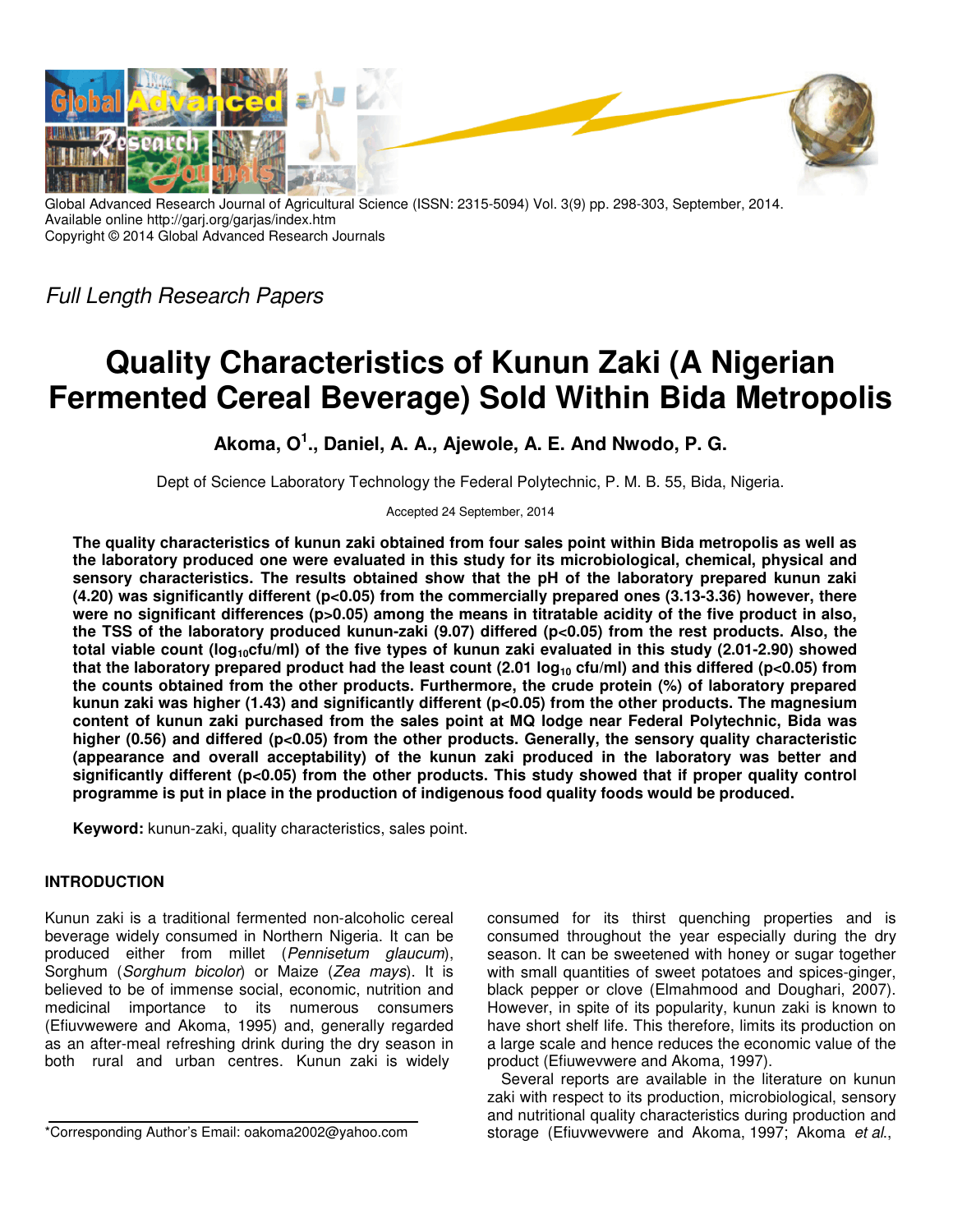Global Advanced Research Journal of Agricultural Science (ISSN: 2315-5094) Vol. 3(9) pp. 298-303, September, 2014.
Available online http://garj.org/garjas/index.htm
Copyright © 2014 Global Advanced Research Journals

*Full Length Research Papers*

# Quality Characteristics of Kunun Zaki (A Nigerian Fermented Cereal Beverage) Sold Within Bida Metropolis

**Akoma, O[1]., Daniel, A. A., Ajewole, A. E. And Nwodo, P. G.**

Dept of Science Laboratory Technology the Federal Polytechnic, P. M. B. 55, Bida, Nigeria.

Accepted 24 September, 2014

**The quality characteristics of kunun zaki obtained from four sales point within Bida metropolis as well as the laboratory produced one were evaluated in this study for its microbiological, chemical, physical and sensory characteristics. The results obtained show that the pH of the laboratory prepared kunun zaki (4.20) was significantly different ($p<0.05$) from the commercially prepared ones (3.13-3.36) however, there were no significant differences ($p>0.05$) among the means in titratable acidity of the five product in also, the TSS of the laboratory produced kunun-zaki (9.07) differed ($p<0.05$) from the rest products. Also, the total viable count ($\log_{10}$cfu/ml) of the five types of kunun zaki evaluated in this study (2.01-2.90) showed that the laboratory prepared product had the least count (2.01 $\log_{10}$ cfu/ml) and this differed ($p<0.05$) from the counts obtained from the other products. Furthermore, the crude protein (%) of laboratory prepared kunun zaki was higher (1.43) and significantly different ($p<0.05$) from the other products. The magnesium content of kunun zaki purchased from the sales point at MQ lodge near Federal Polytechnic, Bida was higher (0.56) and differed ($p<0.05$) from the other products. Generally, the sensory quality characteristic (appearance and overall acceptability) of the kunun zaki produced in the laboratory was better and significantly different ($p<0.05$) from the other products. This study showed that if proper quality control programme is put in place in the production of indigenous food quality foods would be produced.**

**Keyword:** kunun-zaki, quality characteristics, sales point.

## INTRODUCTION

Kunun zaki is a traditional fermented non-alcoholic cereal beverage widely consumed in Northern Nigeria. It can be produced either from millet (*Pennisetum glaucum*), Sorghum (*Sorghum bicolor*) or Maize (*Zea mays*). It is believed to be of immense social, economic, nutrition and medicinal importance to its numerous consumers (Efiuvwewere and Akoma, 1995) and, generally regarded as an after-meal refreshing drink during the dry season in both rural and urban centres. Kunun zaki is widely consumed for its thirst quenching properties and is consumed throughout the year especially during the dry season. It can be sweetened with honey or sugar together with small quantities of sweet potatoes and spices-ginger, black pepper or clove (Elmahmood and Doughari, 2007). However, in spite of its popularity, kunun zaki is known to have short shelf life. This therefore, limits its production on a large scale and hence reduces the economic value of the product (Efiuwevwere and Akoma, 1997).

Several reports are available in the literature on kunun zaki with respect to its production, microbiological, sensory and nutritional quality characteristics during production and storage (Efiuvwevwere and Akoma, 1997; Akoma *et al*.,

*Corresponding Author's Email: oakoma2002@yahoo.com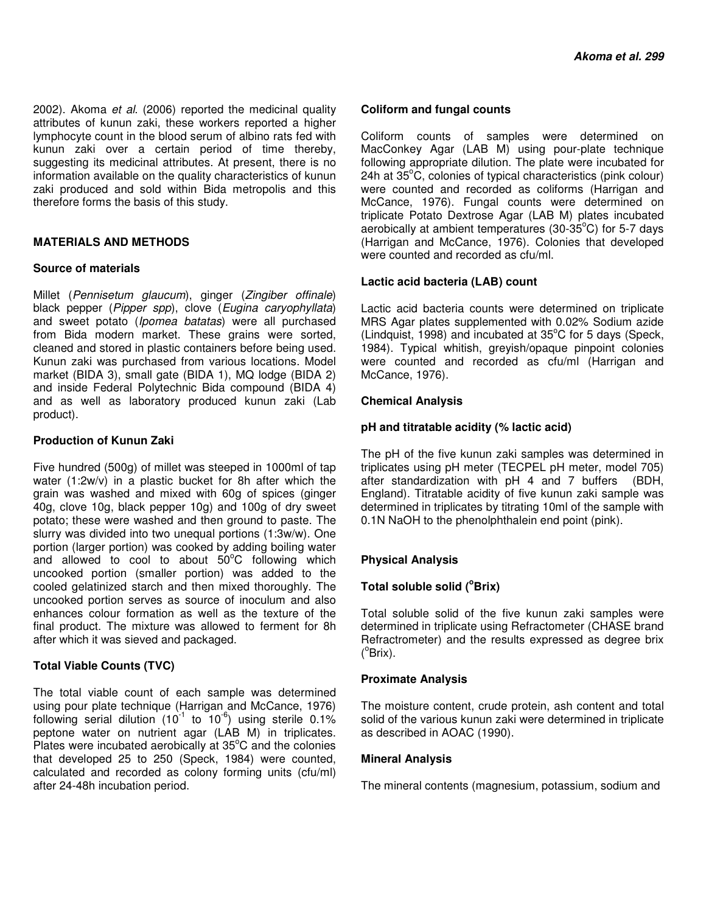2002). Akoma *et al.* (2006) reported the medicinal quality attributes of kunun zaki, these workers reported a higher lymphocyte count in the blood serum of albino rats fed with kunun zaki over a certain period of time thereby, suggesting its medicinal attributes. At present, there is no information available on the quality characteristics of kunun zaki produced and sold within Bida metropolis and this therefore forms the basis of this study.

## MATERIALS AND METHODS

### Source of materials

Millet (*Pennisetum glaucum*), ginger (*Zingiber offinale*) black pepper (*Pipper spp*), clove (*Eugina caryophyllata*) and sweet potato (*Ipomea batatas*) were all purchased from Bida modern market. These grains were sorted, cleaned and stored in plastic containers before being used. Kunun zaki was purchased from various locations. Model market (BIDA 3), small gate (BIDA 1), MQ lodge (BIDA 2) and inside Federal Polytechnic Bida compound (BIDA 4) and as well as laboratory produced kunun zaki (Lab product).

### Production of Kunun Zaki

Five hundred (500g) of millet was steeped in 1000ml of tap water (1:2w/v) in a plastic bucket for 8h after which the grain was washed and mixed with 60g of spices (ginger 40g, clove 10g, black pepper 10g) and 100g of dry sweet potato; these were washed and then ground to paste. The slurry was divided into two unequal portions (1:3w/w). One portion (larger portion) was cooked by adding boiling water and allowed to cool to about 50°C following which uncooked portion (smaller portion) was added to the cooled gelatinized starch and then mixed thoroughly. The uncooked portion serves as source of inoculum and also enhances colour formation as well as the texture of the final product. The mixture was allowed to ferment for 8h after which it was sieved and packaged.

### Total Viable Counts (TVC)

The total viable count of each sample was determined using pour plate technique (Harrigan and McCance, 1976) following serial dilution ($10^{-1}$ to $10^{-6}$) using sterile 0.1% peptone water on nutrient agar (LAB M) in triplicates. Plates were incubated aerobically at 35°C and the colonies that developed 25 to 250 (Speck, 1984) were counted, calculated and recorded as colony forming units (cfu/ml) after 24-48h incubation period.

### Coliform and fungal counts

Coliform counts of samples were determined on MacConkey Agar (LAB M) using pour-plate technique following appropriate dilution. The plate were incubated for 24h at 35°C, colonies of typical characteristics (pink colour) were counted and recorded as coliforms (Harrigan and McCance, 1976). Fungal counts were determined on triplicate Potato Dextrose Agar (LAB M) plates incubated aerobically at ambient temperatures (30-35°C) for 5-7 days (Harrigan and McCance, 1976). Colonies that developed were counted and recorded as cfu/ml.

### Lactic acid bacteria (LAB) count

Lactic acid bacteria counts were determined on triplicate MRS Agar plates supplemented with 0.02% Sodium azide (Lindquist, 1998) and incubated at 35°C for 5 days (Speck, 1984). Typical whitish, greyish/opaque pinpoint colonies were counted and recorded as cfu/ml (Harrigan and McCance, 1976).

### Chemical Analysis

### pH and titratable acidity (% lactic acid)

The pH of the five kunun zaki samples was determined in triplicates using pH meter (TECPEL pH meter, model 705) after standardization with pH 4 and 7 buffers (BDH, England). Titratable acidity of five kunun zaki sample was determined in triplicates by titrating 10ml of the sample with 0.1N NaOH to the phenolphthalein end point (pink).

### Physical Analysis

### Total soluble solid (°Brix)

Total soluble solid of the five kunun zaki samples were determined in triplicate using Refractometer (CHASE brand Refractrometer) and the results expressed as degree brix (°Brix).

### Proximate Analysis

The moisture content, crude protein, ash content and total solid of the various kunun zaki were determined in triplicate as described in AOAC (1990).

### Mineral Analysis

The mineral contents (magnesium, potassium, sodium and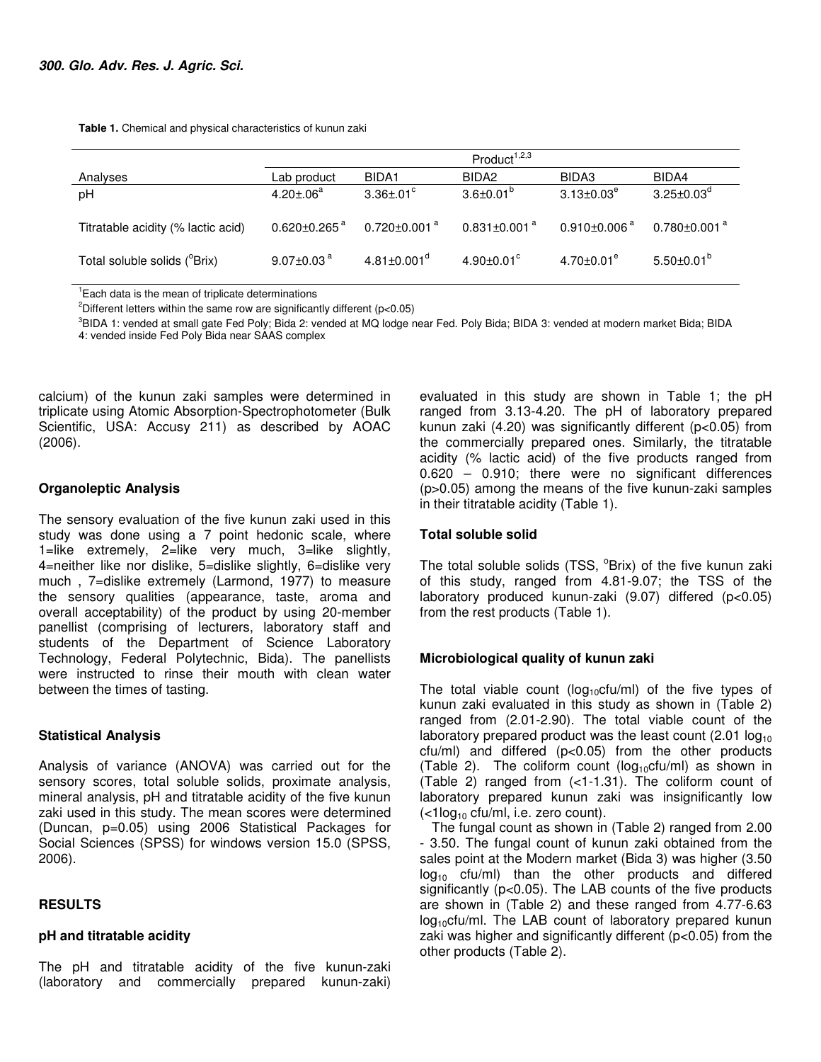**Table 1.** Chemical and physical characteristics of kunun zaki

| | Product[1,2,3] | | | | |
|---|---|---|---|---|---|
| Analyses | Lab product | BIDA1 | BIDA2 | BIDA3 | BIDA4 |
| pH | $4.20\pm.06^{a}$ | $3.36\pm.01^{c}$ | $3.6\pm0.01^{b}$ | $3.13\pm0.03^{e}$ | $3.25\pm0.03^{d}$ |
| Titratable acidity (% lactic acid) | $0.620\pm0.265^{a}$ | $0.720\pm0.001^{a}$ | $0.831\pm0.001^{a}$ | $0.910\pm0.006^{a}$ | $0.780\pm0.001^{a}$ |
| Total soluble solids (°Brix) | $9.07\pm0.03^{a}$ | $4.81\pm0.001^{d}$ | $4.90\pm0.01^{c}$ | $4.70\pm0.01^{e}$ | $5.50\pm0.01^{b}$ |

[1]Each data is the mean of triplicate determinations

[2]Different letters within the same row are significantly different ($p<0.05$)

[3]BIDA 1: vended at small gate Fed Poly; Bida 2: vended at MQ lodge near Fed. Poly Bida; BIDA 3: vended at modern market Bida; BIDA 4: vended inside Fed Poly Bida near SAAS complex

calcium) of the kunun zaki samples were determined in triplicate using Atomic Absorption-Spectrophotometer (Bulk Scientific, USA: Accusy 211) as described by AOAC (2006).

### Organoleptic Analysis

The sensory evaluation of the five kunun zaki used in this study was done using a 7 point hedonic scale, where 1=like extremely, 2=like very much, 3=like slightly, 4=neither like nor dislike, 5=dislike slightly, 6=dislike very much , 7=dislike extremely (Larmond, 1977) to measure the sensory qualities (appearance, taste, aroma and overall acceptability) of the product by using 20-member panellist (comprising of lecturers, laboratory staff and students of the Department of Science Laboratory Technology, Federal Polytechnic, Bida). The panellists were instructed to rinse their mouth with clean water between the times of tasting.

### Statistical Analysis

Analysis of variance (ANOVA) was carried out for the sensory scores, total soluble solids, proximate analysis, mineral analysis, pH and titratable acidity of the five kunun zaki used in this study. The mean scores were determined (Duncan, p=0.05) using 2006 Statistical Packages for Social Sciences (SPSS) for windows version 15.0 (SPSS, 2006).

## RESULTS

### pH and titratable acidity

The pH and titratable acidity of the five kunun-zaki (laboratory and commercially prepared kunun-zaki) evaluated in this study are shown in Table 1; the pH ranged from 3.13-4.20. The pH of laboratory prepared kunun zaki (4.20) was significantly different ($p<0.05$) from the commercially prepared ones. Similarly, the titratable acidity (% lactic acid) of the five products ranged from 0.620 – 0.910; there were no significant differences ($p>0.05$) among the means of the five kunun-zaki samples in their titratable acidity (Table 1).

### Total soluble solid

The total soluble solids (TSS, °Brix) of the five kunun zaki of this study, ranged from 4.81-9.07; the TSS of the laboratory produced kunun-zaki (9.07) differed ($p<0.05$) from the rest products (Table 1).

### Microbiological quality of kunun zaki

The total viable count ($\log_{10}$cfu/ml) of the five types of kunun zaki evaluated in this study as shown in (Table 2) ranged from (2.01-2.90). The total viable count of the laboratory prepared product was the least count (2.01 $\log_{10}$ cfu/ml) and differed ($p<0.05$) from the other products (Table 2). The coliform count ($\log_{10}$cfu/ml) as shown in (Table 2) ranged from (<1-1.31). The coliform count of laboratory prepared kunun zaki was insignificantly low (<1$\log_{10}$ cfu/ml, i.e. zero count).

The fungal count as shown in (Table 2) ranged from 2.00 - 3.50. The fungal count of kunun zaki obtained from the sales point at the Modern market (Bida 3) was higher (3.50 $\log_{10}$ cfu/ml) than the other products and differed significantly ($p<0.05$). The LAB counts of the five products are shown in (Table 2) and these ranged from 4.77-6.63 $\log_{10}$cfu/ml. The LAB count of laboratory prepared kunun zaki was higher and significantly different ($p<0.05$) from the other products (Table 2).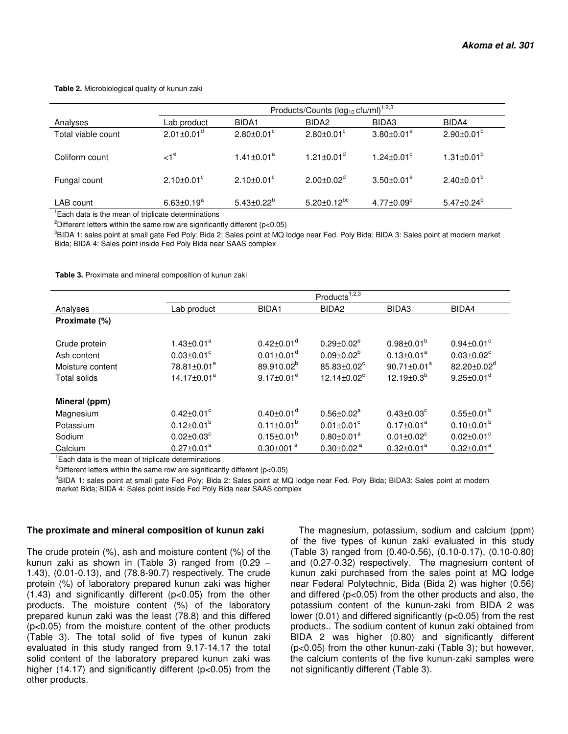**Table 2.** Microbiological quality of kunun zaki

| | Products/Counts ($\log_{10}$ cfu/ml)[1,2,3] | | | | |
|---|---|---|---|---|---|
| Analyses | Lab product | BIDA1 | BIDA2 | BIDA3 | BIDA4 |
| Total viable count | 2.01±0.01[d] | 2.80±0.01[c] | 2.80±0.01[c] | 3.80±0.01[a] | 2.90±0.01[b] |
| Coliform count | <1[e] | 1.41±0.01[a] | 1.21±0.01[d] | 1.24±0.01[c] | 1.31±0.01[b] |
| Fungal count | 2.10±0.01[c] | 2.10±0.01[c] | 2.00±0.02[d] | 3.50±0.01[a] | 2.40±0.01[b] |
| LAB count | 6.63±0.19[a] | 5.43±0.22[b] | 5.20±0.12[bc] | 4.77±0.09[c] | 5.47±0.24[b] |

[1]Each data is the mean of triplicate determinations

[2]Different letters within the same row are significantly different ($p<0.05$)

[3]BIDA 1: sales point at small gate Fed Poly; Bida 2: Sales point at MQ lodge near Fed. Poly Bida; BIDA 3: Sales point at modern market Bida; BIDA 4: Sales point inside Fed Poly Bida near SAAS complex

**Table 3.** Proximate and mineral composition of kunun zaki

| | Products[1,2,3] | | | | |
|---|---|---|---|---|---|
| Analyses | Lab product | BIDA1 | BIDA2 | BIDA3 | BIDA4 |
| **Proximate (%)** | | | | | |
| Crude protein | 1.43±0.01[a] | 0.42±0.01[d] | 0.29±0.02[e] | 0.98±0.01[b] | 0.94±0.01[c] |
| Ash content | 0.03±0.01[c] | 0.01±0.01[d] | 0.09±0.02[b] | 0.13±0.01[a] | 0.03±0.02[c] |
| Moisture content | 78.81±0.01[e] | 89.910.02[b] | 85.83±0.02[c] | 90.71±0.01[a] | 82.20±0.02[d] |
| Total solids | 14.17±0.01[a] | 9.17±0.01[e] | 12.14±0.02[c] | 12.19±0.3[b] | 9.25±0.01[d] |
| **Mineral (ppm)** | | | | | |
| Magnesium | 0.42±0.01[c] | 0.40±0.01[d] | 0.56±0.02[a] | 0.43±0.03[c] | 0.55±0.01[b] |
| Potassium | 0.12±0.01[b] | 0.11±0.01[b] | 0.01±0.01[c] | 0.17±0.01[a] | 0.10±0.01[b] |
| Sodium | 0.02±0.03[c] | 0.15±0.01[b] | 0.80±0.01[a] | 0.01±0.02[c] | 0.02±0.01[c] |
| Calcium | 0.27±0.01[a] | 0.30±001[a] | 0.30±0.02[a] | 0.32±0.01[a] | 0.32±0.01[a] |

[1]Each data is the mean of triplicate determinations

[2]Different letters within the same row are significantly different ($p<0.05$)

[3]BIDA 1: sales point at small gate Fed Poly; Bida 2: Sales point at MQ lodge near Fed. Poly Bida; BIDA3: Sales point at modern market Bida; BIDA 4: Sales point inside Fed Poly Bida near SAAS complex

### The proximate and mineral composition of kunun zaki

The crude protein (%), ash and moisture content (%) of the kunun zaki as shown in (Table 3) ranged from (0.29 – 1.43), (0.01-0.13), and (78.8-90.7) respectively. The crude protein (%) of laboratory prepared kunun zaki was higher (1.43) and significantly different ($p<0.05$) from the other products. The moisture content (%) of the laboratory prepared kunun zaki was the least (78.8) and this differed ($p<0.05$) from the moisture content of the other products (Table 3). The total solid of five types of kunun zaki evaluated in this study ranged from 9.17-14.17 the total solid content of the laboratory prepared kunun zaki was higher (14.17) and significantly different ($p<0.05$) from the other products.

The magnesium, potassium, sodium and calcium (ppm) of the five types of kunun zaki evaluated in this study (Table 3) ranged from (0.40-0.56), (0.10-0.17), (0.10-0.80) and (0.27-0.32) respectively. The magnesium content of kunun zaki purchased from the sales point at MQ lodge near Federal Polytechnic, Bida (Bida 2) was higher (0.56) and differed ($p<0.05$) from the other products and also, the potassium content of the kunun-zaki from BIDA 2 was lower (0.01) and differed significantly ($p<0.05$) from the rest products.. The sodium content of kunun zaki obtained from BIDA 2 was higher (0.80) and significantly different ($p<0.05$) from the other kunun-zaki (Table 3); but however, the calcium contents of the five kunun-zaki samples were not significantly different (Table 3).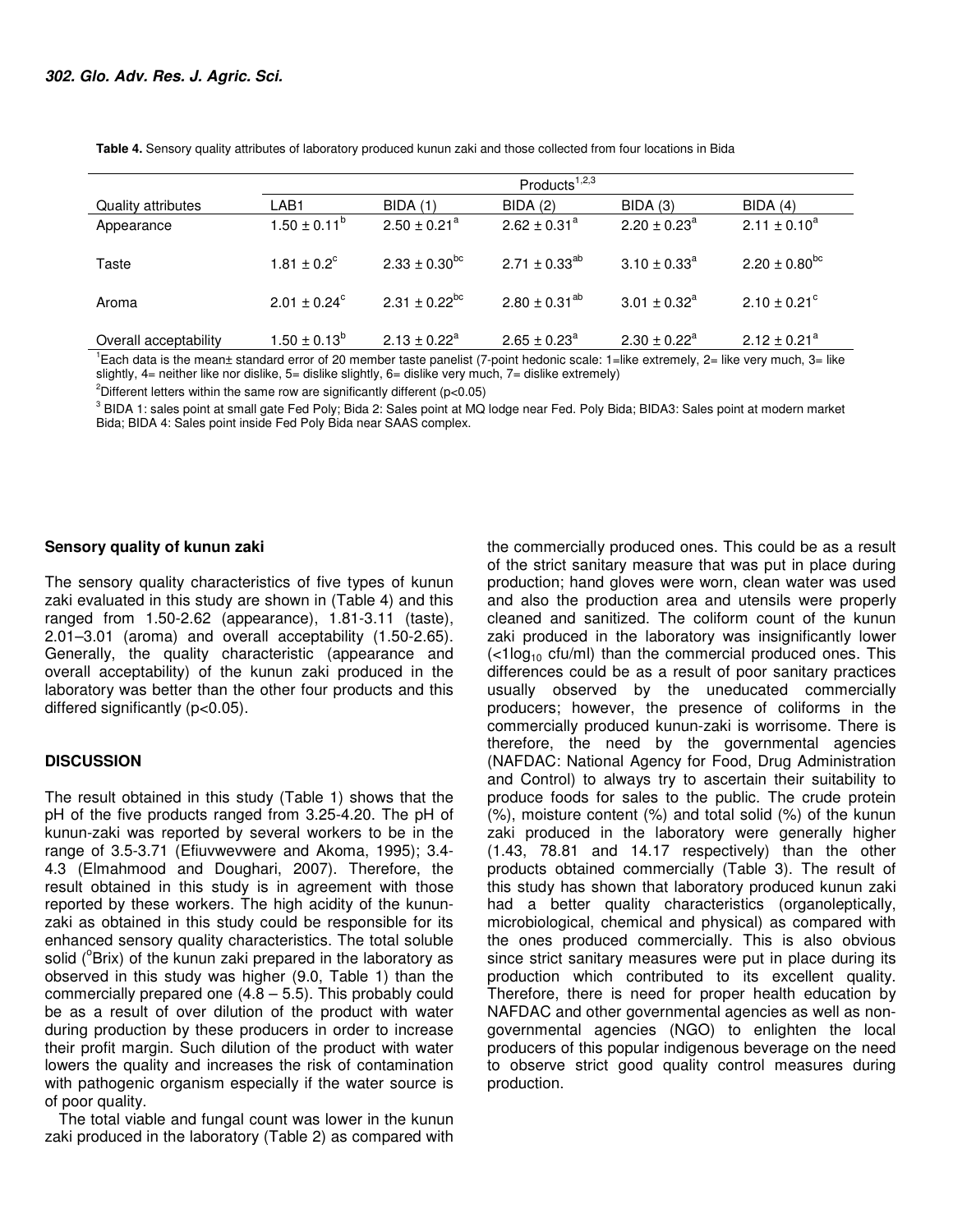**Table 4.** Sensory quality attributes of laboratory produced kunun zaki and those collected from four locations in Bida

| | Products[1,2,3] | | | | |
|---|---|---|---|---|---|
| Quality attributes | LAB1 | BIDA (1) | BIDA (2) | BIDA (3) | BIDA (4) |
| Appearance | $1.50 \pm 0.11^{b}$ | $2.50 \pm 0.21^{a}$ | $2.62 \pm 0.31^{a}$ | $2.20 \pm 0.23^{a}$ | $2.11 \pm 0.10^{a}$ |
| Taste | $1.81 \pm 0.2^{c}$ | $2.33 \pm 0.30^{bc}$ | $2.71 \pm 0.33^{ab}$ | $3.10 \pm 0.33^{a}$ | $2.20 \pm 0.80^{bc}$ |
| Aroma | $2.01 \pm 0.24^{c}$ | $2.31 \pm 0.22^{bc}$ | $2.80 \pm 0.31^{ab}$ | $3.01 \pm 0.32^{a}$ | $2.10 \pm 0.21^{c}$ |
| Overall acceptability | $1.50 \pm 0.13^{b}$ | $2.13 \pm 0.22^{a}$ | $2.65 \pm 0.23^{a}$ | $2.30 \pm 0.22^{a}$ | $2.12 \pm 0.21^{a}$ |

[1]Each data is the mean± standard error of 20 member taste panelist (7-point hedonic scale: 1=like extremely, 2= like very much, 3= like slightly, 4= neither like nor dislike, 5= dislike slightly, 6= dislike very much, 7= dislike extremely)

[2]Different letters within the same row are significantly different ($p<0.05$)

[3] BIDA 1: sales point at small gate Fed Poly; Bida 2: Sales point at MQ lodge near Fed. Poly Bida; BIDA3: Sales point at modern market Bida; BIDA 4: Sales point inside Fed Poly Bida near SAAS complex.

### Sensory quality of kunun zaki

The sensory quality characteristics of five types of kunun zaki evaluated in this study are shown in (Table 4) and this ranged from 1.50-2.62 (appearance), 1.81-3.11 (taste), 2.01–3.01 (aroma) and overall acceptability (1.50-2.65). Generally, the quality characteristic (appearance and overall acceptability) of the kunun zaki produced in the laboratory was better than the other four products and this differed significantly ($p<0.05$).

## DISCUSSION

The result obtained in this study (Table 1) shows that the pH of the five products ranged from 3.25-4.20. The pH of kunun-zaki was reported by several workers to be in the range of 3.5-3.71 (Efiuvwevwere and Akoma, 1995); 3.4-4.3 (Elmahmood and Doughari, 2007). Therefore, the result obtained in this study is in agreement with those reported by these workers. The high acidity of the kunun-zaki as obtained in this study could be responsible for its enhanced sensory quality characteristics. The total soluble solid ($^{o}$Brix) of the kunun zaki prepared in the laboratory as observed in this study was higher (9.0, Table 1) than the commercially prepared one (4.8 – 5.5). This probably could be as a result of over dilution of the product with water during production by these producers in order to increase their profit margin. Such dilution of the product with water lowers the quality and increases the risk of contamination with pathogenic organism especially if the water source is of poor quality.

The total viable and fungal count was lower in the kunun zaki produced in the laboratory (Table 2) as compared with the commercially produced ones. This could be as a result of the strict sanitary measure that was put in place during production; hand gloves were worn, clean water was used and also the production area and utensils were properly cleaned and sanitized. The coliform count of the kunun zaki produced in the laboratory was insignificantly lower ($<1\log_{10}$ cfu/ml) than the commercial produced ones. This differences could be as a result of poor sanitary practices usually observed by the uneducated commercially producers; however, the presence of coliforms in the commercially produced kunun-zaki is worrisome. There is therefore, the need by the governmental agencies (NAFDAC: National Agency for Food, Drug Administration and Control) to always try to ascertain their suitability to produce foods for sales to the public. The crude protein (%), moisture content (%) and total solid (%) of the kunun zaki produced in the laboratory were generally higher (1.43, 78.81 and 14.17 respectively) than the other products obtained commercially (Table 3). The result of this study has shown that laboratory produced kunun zaki had a better quality characteristics (organoleptically, microbiological, chemical and physical) as compared with the ones produced commercially. This is also obvious since strict sanitary measures were put in place during its production which contributed to its excellent quality. Therefore, there is need for proper health education by NAFDAC and other governmental agencies as well as non-governmental agencies (NGO) to enlighten the local producers of this popular indigenous beverage on the need to observe strict good quality control measures during production.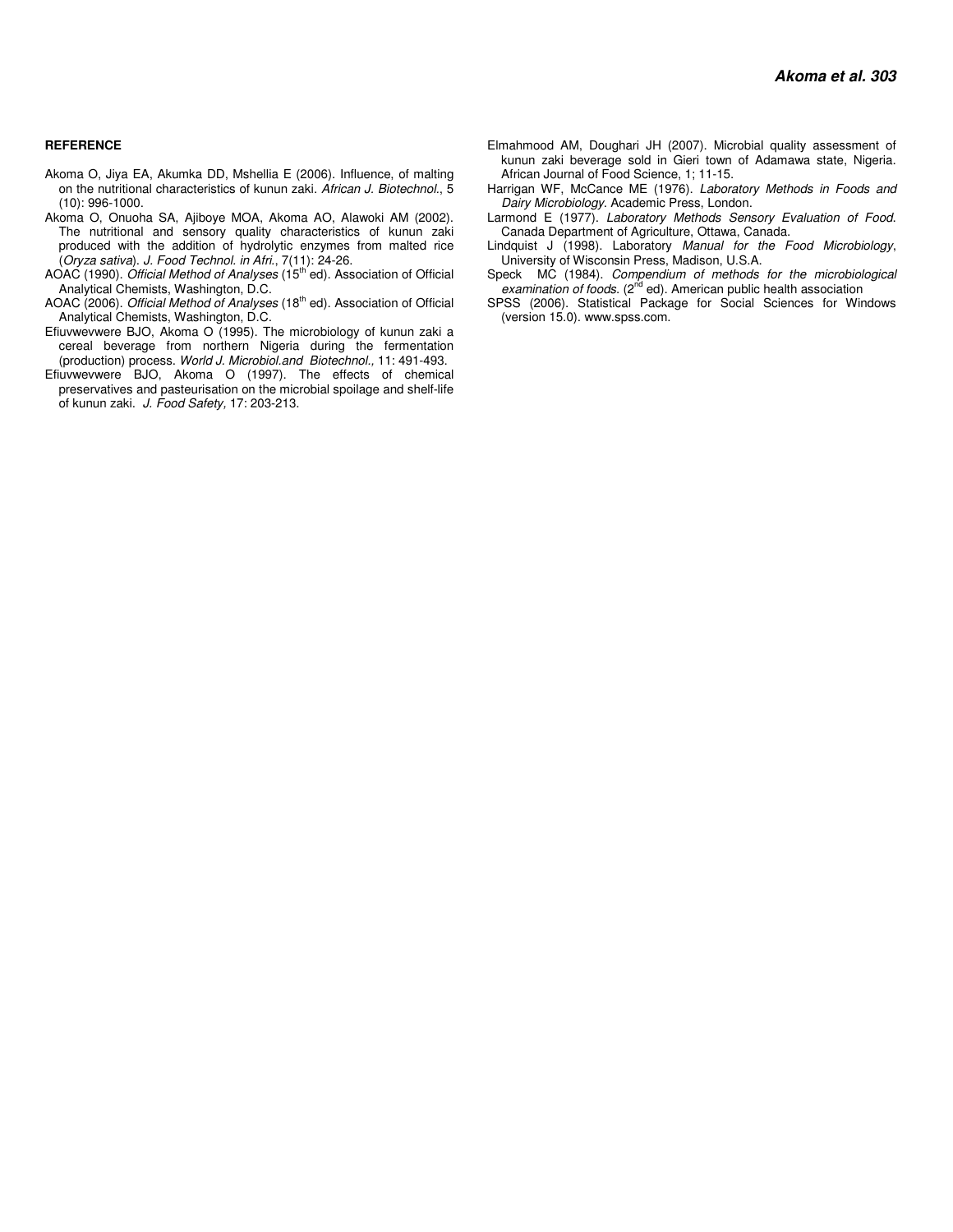**REFERENCE**

Akoma O, Jiya EA, Akumka DD, Mshellia E (2006). Influence, of malting on the nutritional characteristics of kunun zaki. *African J. Biotechnol.*, 5 (10): 996-1000.

Akoma O, Onuoha SA, Ajiboye MOA, Akoma AO, Alawoki AM (2002). The nutritional and sensory quality characteristics of kunun zaki produced with the addition of hydrolytic enzymes from malted rice (*Oryza sativa*). *J. Food Technol. in Afri.*, 7(11): 24-26.

AOAC (1990). *Official Method of Analyses* (15th ed). Association of Official Analytical Chemists, Washington, D.C.

AOAC (2006). *Official Method of Analyses* (18th ed). Association of Official Analytical Chemists, Washington, D.C.

Efiuvwevwere BJO, Akoma O (1995). The microbiology of kunun zaki a cereal beverage from northern Nigeria during the fermentation (production) process. *World J. Microbiol.and Biotechnol.,* 11: 491-493.

Efiuvwevwere BJO, Akoma O (1997). The effects of chemical preservatives and pasteurisation on the microbial spoilage and shelf-life of kunun zaki. *J. Food Safety,* 17: 203-213.

Elmahmood AM, Doughari JH (2007). Microbial quality assessment of kunun zaki beverage sold in Gieri town of Adamawa state, Nigeria. African Journal of Food Science, 1; 11-15.

Harrigan WF, McCance ME (1976). *Laboratory Methods in Foods and Dairy Microbiology*. Academic Press, London.

Larmond E (1977). *Laboratory Methods Sensory Evaluation of Food.* Canada Department of Agriculture, Ottawa, Canada.

Lindquist J (1998). Laboratory *Manual for the Food Microbiology*, University of Wisconsin Press, Madison, U.S.A.

Speck MC (1984). *Compendium of methods for the microbiological examination of foods.* (2nd ed). American public health association

SPSS (2006). Statistical Package for Social Sciences for Windows (version 15.0). www.spss.com.